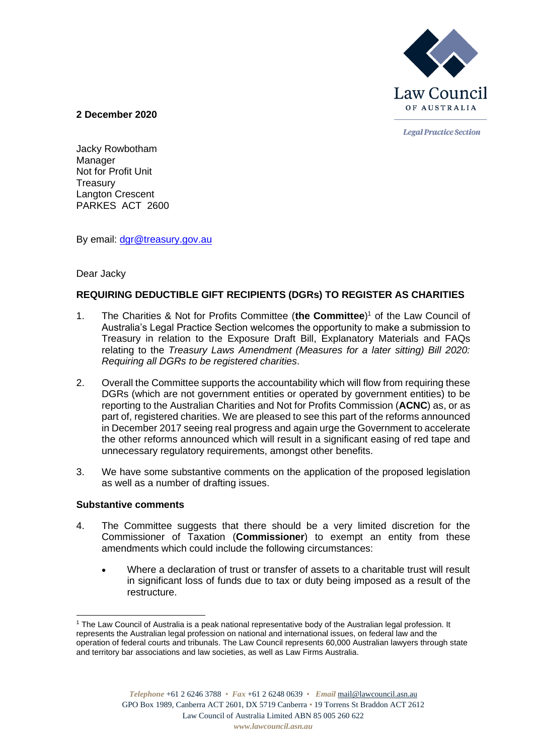Law Council OF AUSTRALIA

*Legal Practice Section*

**2 December 2020**

Jacky Rowbotham
Manager
Not for Profit Unit
Treasury
Langton Crescent
PARKES ACT 2600

By email: dgr@treasury.gov.au

Dear Jacky

**REQUIRING DEDUCTIBLE GIFT RECIPIENTS (DGRs) TO REGISTER AS CHARITIES**

1. The Charities & Not for Profits Committee (**the Committee**)[1] of the Law Council of Australia's Legal Practice Section welcomes the opportunity to make a submission to Treasury in relation to the Exposure Draft Bill, Explanatory Materials and FAQs relating to the *Treasury Laws Amendment (Measures for a later sitting) Bill 2020: Requiring all DGRs to be registered charities*.

2. Overall the Committee supports the accountability which will flow from requiring these DGRs (which are not government entities or operated by government entities) to be reporting to the Australian Charities and Not for Profits Commission (**ACNC**) as, or as part of, registered charities. We are pleased to see this part of the reforms announced in December 2017 seeing real progress and again urge the Government to accelerate the other reforms announced which will result in a significant easing of red tape and unnecessary regulatory requirements, amongst other benefits.

3. We have some substantive comments on the application of the proposed legislation as well as a number of drafting issues.

**Substantive comments**

4. The Committee suggests that there should be a very limited discretion for the Commissioner of Taxation (**Commissioner**) to exempt an entity from these amendments which could include the following circumstances:

    - Where a declaration of trust or transfer of assets to a charitable trust will result in significant loss of funds due to tax or duty being imposed as a result of the restructure.

[1] The Law Council of Australia is a peak national representative body of the Australian legal profession. It represents the Australian legal profession on national and international issues, on federal law and the operation of federal courts and tribunals. The Law Council represents 60,000 Australian lawyers through state and territory bar associations and law societies, as well as Law Firms Australia.

*Telephone* +61 2 6246 3788 • *Fax* +61 2 6248 0639 • *Email* mail@lawcouncil.asn.au
GPO Box 1989, Canberra ACT 2601, DX 5719 Canberra • 19 Torrens St Braddon ACT 2612
Law Council of Australia Limited ABN 85 005 260 622
*www.lawcouncil.asn.au*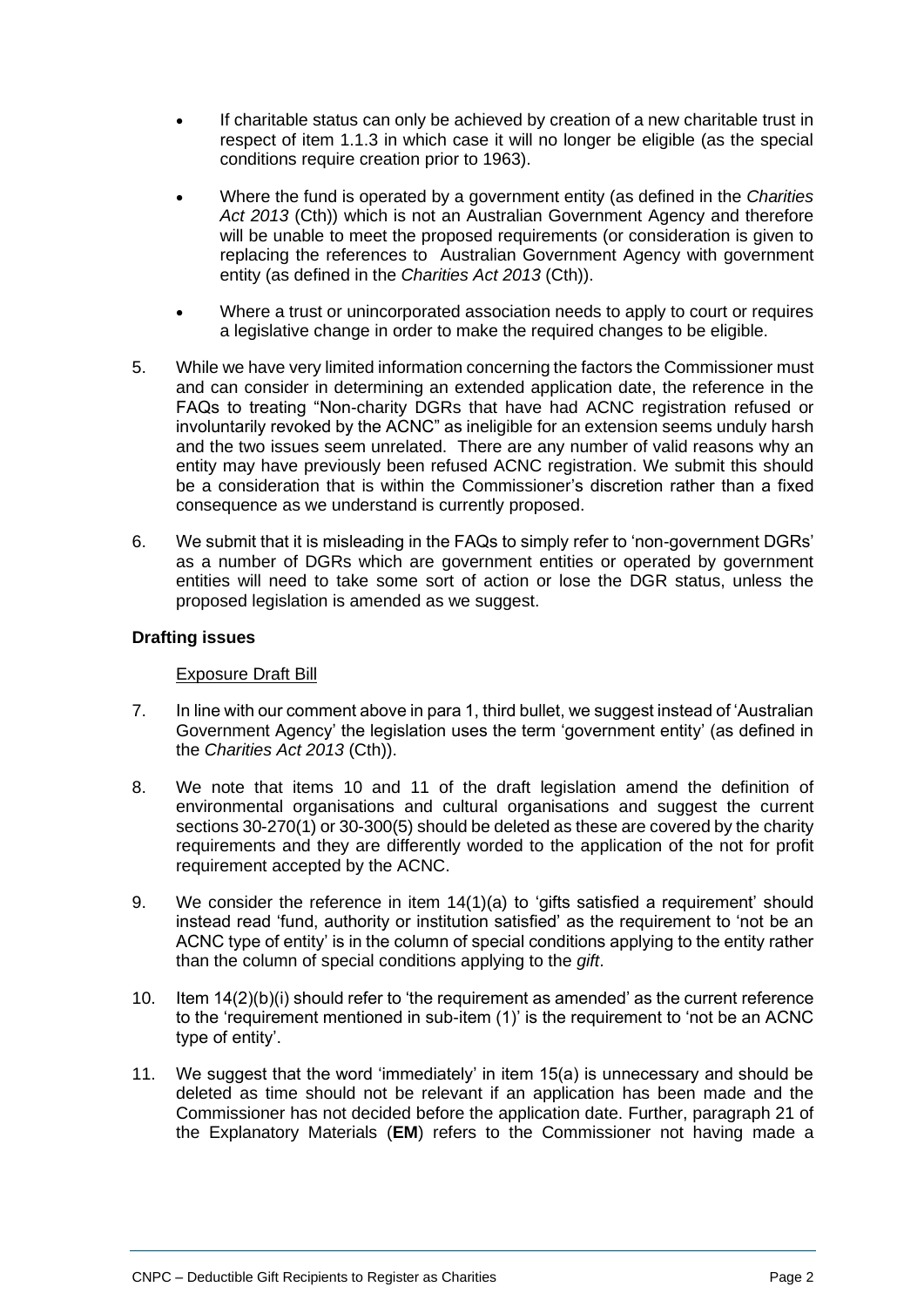- If charitable status can only be achieved by creation of a new charitable trust in respect of item 1.1.3 in which case it will no longer be eligible (as the special conditions require creation prior to 1963).
- Where the fund is operated by a government entity (as defined in the *Charities Act 2013* (Cth)) which is not an Australian Government Agency and therefore will be unable to meet the proposed requirements (or consideration is given to replacing the references to Australian Government Agency with government entity (as defined in the *Charities Act 2013* (Cth)).
- Where a trust or unincorporated association needs to apply to court or requires a legislative change in order to make the required changes to be eligible.

5. While we have very limited information concerning the factors the Commissioner must and can consider in determining an extended application date, the reference in the FAQs to treating "Non-charity DGRs that have had ACNC registration refused or involuntarily revoked by the ACNC" as ineligible for an extension seems unduly harsh and the two issues seem unrelated. There are any number of valid reasons why an entity may have previously been refused ACNC registration. We submit this should be a consideration that is within the Commissioner's discretion rather than a fixed consequence as we understand is currently proposed.

6. We submit that it is misleading in the FAQs to simply refer to 'non-government DGRs' as a number of DGRs which are government entities or operated by government entities will need to take some sort of action or lose the DGR status, unless the proposed legislation is amended as we suggest.

**Drafting issues**

Exposure Draft Bill

7. In line with our comment above in para 1, third bullet, we suggest instead of 'Australian Government Agency' the legislation uses the term 'government entity' (as defined in the *Charities Act 2013* (Cth)).

8. We note that items 10 and 11 of the draft legislation amend the definition of environmental organisations and cultural organisations and suggest the current sections 30-270(1) or 30-300(5) should be deleted as these are covered by the charity requirements and they are differently worded to the application of the not for profit requirement accepted by the ACNC.

9. We consider the reference in item 14(1)(a) to 'gifts satisfied a requirement' should instead read 'fund, authority or institution satisfied' as the requirement to 'not be an ACNC type of entity' is in the column of special conditions applying to the entity rather than the column of special conditions applying to the *gift*.

10. Item 14(2)(b)(i) should refer to 'the requirement as amended' as the current reference to the 'requirement mentioned in sub-item (1)' is the requirement to 'not be an ACNC type of entity'.

11. We suggest that the word 'immediately' in item 15(a) is unnecessary and should be deleted as time should not be relevant if an application has been made and the Commissioner has not decided before the application date. Further, paragraph 21 of the Explanatory Materials (**EM**) refers to the Commissioner not having made a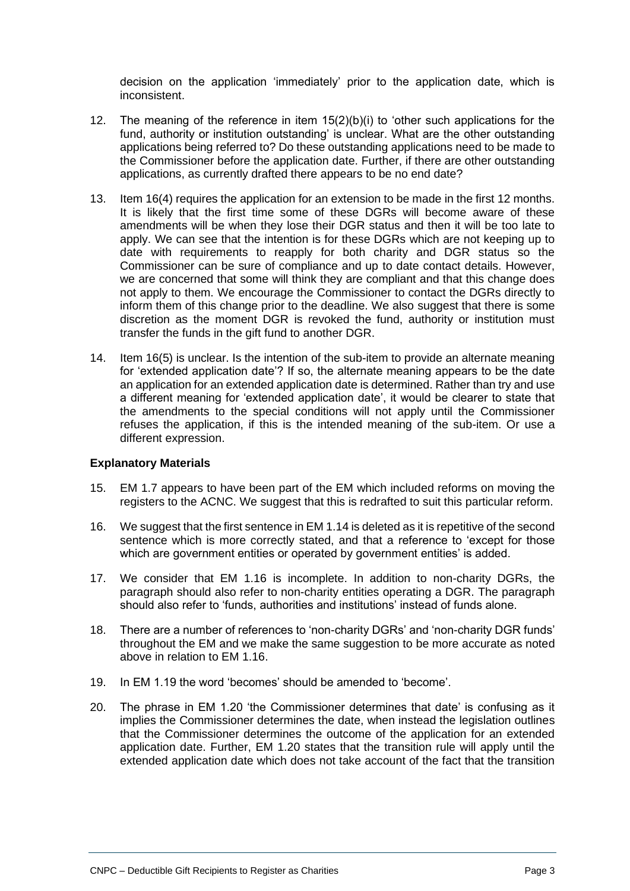decision on the application 'immediately' prior to the application date, which is inconsistent.

12. The meaning of the reference in item 15(2)(b)(i) to 'other such applications for the fund, authority or institution outstanding' is unclear. What are the other outstanding applications being referred to? Do these outstanding applications need to be made to the Commissioner before the application date. Further, if there are other outstanding applications, as currently drafted there appears to be no end date?

13. Item 16(4) requires the application for an extension to be made in the first 12 months. It is likely that the first time some of these DGRs will become aware of these amendments will be when they lose their DGR status and then it will be too late to apply. We can see that the intention is for these DGRs which are not keeping up to date with requirements to reapply for both charity and DGR status so the Commissioner can be sure of compliance and up to date contact details. However, we are concerned that some will think they are compliant and that this change does not apply to them. We encourage the Commissioner to contact the DGRs directly to inform them of this change prior to the deadline. We also suggest that there is some discretion as the moment DGR is revoked the fund, authority or institution must transfer the funds in the gift fund to another DGR.

14. Item 16(5) is unclear. Is the intention of the sub-item to provide an alternate meaning for 'extended application date'? If so, the alternate meaning appears to be the date an application for an extended application date is determined. Rather than try and use a different meaning for 'extended application date', it would be clearer to state that the amendments to the special conditions will not apply until the Commissioner refuses the application, if this is the intended meaning of the sub-item. Or use a different expression.

**Explanatory Materials**

15. EM 1.7 appears to have been part of the EM which included reforms on moving the registers to the ACNC. We suggest that this is redrafted to suit this particular reform.

16. We suggest that the first sentence in EM 1.14 is deleted as it is repetitive of the second sentence which is more correctly stated, and that a reference to 'except for those which are government entities or operated by government entities' is added.

17. We consider that EM 1.16 is incomplete. In addition to non-charity DGRs, the paragraph should also refer to non-charity entities operating a DGR. The paragraph should also refer to 'funds, authorities and institutions' instead of funds alone.

18. There are a number of references to 'non-charity DGRs' and 'non-charity DGR funds' throughout the EM and we make the same suggestion to be more accurate as noted above in relation to EM 1.16.

19. In EM 1.19 the word 'becomes' should be amended to 'become'.

20. The phrase in EM 1.20 'the Commissioner determines that date' is confusing as it implies the Commissioner determines the date, when instead the legislation outlines that the Commissioner determines the outcome of the application for an extended application date. Further, EM 1.20 states that the transition rule will apply until the extended application date which does not take account of the fact that the transition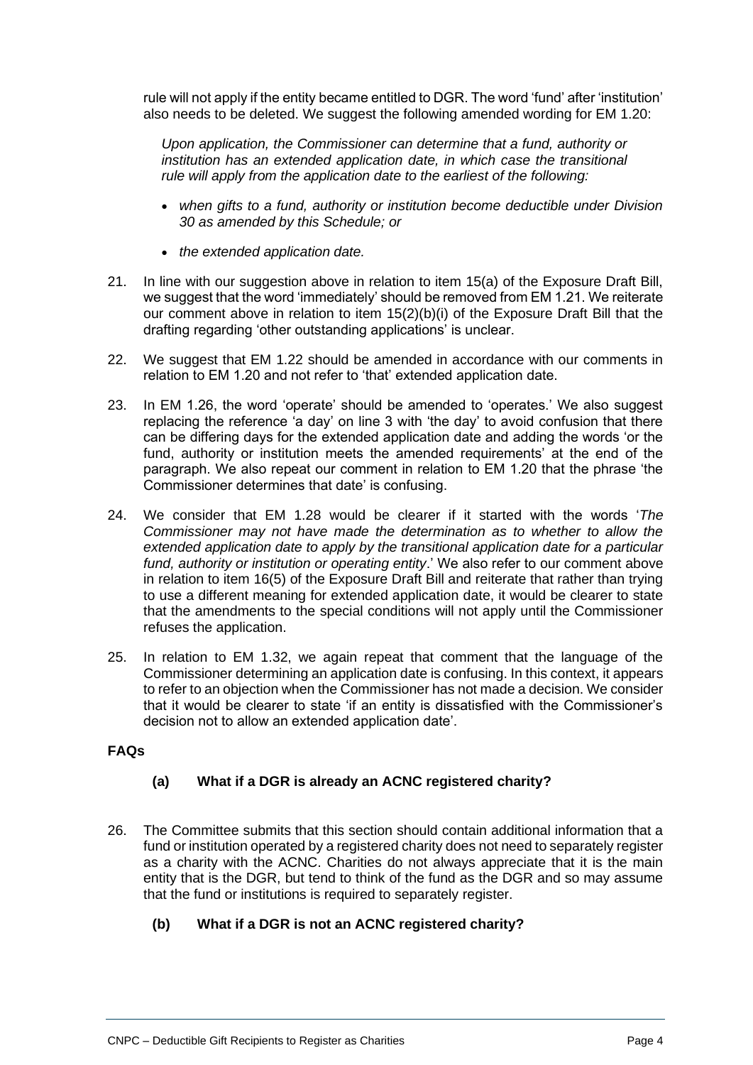rule will not apply if the entity became entitled to DGR. The word 'fund' after 'institution' also needs to be deleted. We suggest the following amended wording for EM 1.20:

> *Upon application, the Commissioner can determine that a fund, authority or institution has an extended application date, in which case the transitional rule will apply from the application date to the earliest of the following:*
>
> - *when gifts to a fund, authority or institution become deductible under Division 30 as amended by this Schedule; or*
> - *the extended application date.*

21. In line with our suggestion above in relation to item 15(a) of the Exposure Draft Bill, we suggest that the word 'immediately' should be removed from EM 1.21. We reiterate our comment above in relation to item 15(2)(b)(i) of the Exposure Draft Bill that the drafting regarding 'other outstanding applications' is unclear.

22. We suggest that EM 1.22 should be amended in accordance with our comments in relation to EM 1.20 and not refer to 'that' extended application date.

23. In EM 1.26, the word 'operate' should be amended to 'operates.' We also suggest replacing the reference 'a day' on line 3 with 'the day' to avoid confusion that there can be differing days for the extended application date and adding the words 'or the fund, authority or institution meets the amended requirements' at the end of the paragraph. We also repeat our comment in relation to EM 1.20 that the phrase 'the Commissioner determines that date' is confusing.

24. We consider that EM 1.28 would be clearer if it started with the words '*The Commissioner may not have made the determination as to whether to allow the extended application date to apply by the transitional application date for a particular fund, authority or institution or operating entity*.' We also refer to our comment above in relation to item 16(5) of the Exposure Draft Bill and reiterate that rather than trying to use a different meaning for extended application date, it would be clearer to state that the amendments to the special conditions will not apply until the Commissioner refuses the application.

25. In relation to EM 1.32, we again repeat that comment that the language of the Commissioner determining an application date is confusing. In this context, it appears to refer to an objection when the Commissioner has not made a decision. We consider that it would be clearer to state 'if an entity is dissatisfied with the Commissioner's decision not to allow an extended application date'.

### FAQs

#### (a) What if a DGR is already an ACNC registered charity?

26. The Committee submits that this section should contain additional information that a fund or institution operated by a registered charity does not need to separately register as a charity with the ACNC. Charities do not always appreciate that it is the main entity that is the DGR, but tend to think of the fund as the DGR and so may assume that the fund or institutions is required to separately register.

#### (b) What if a DGR is not an ACNC registered charity?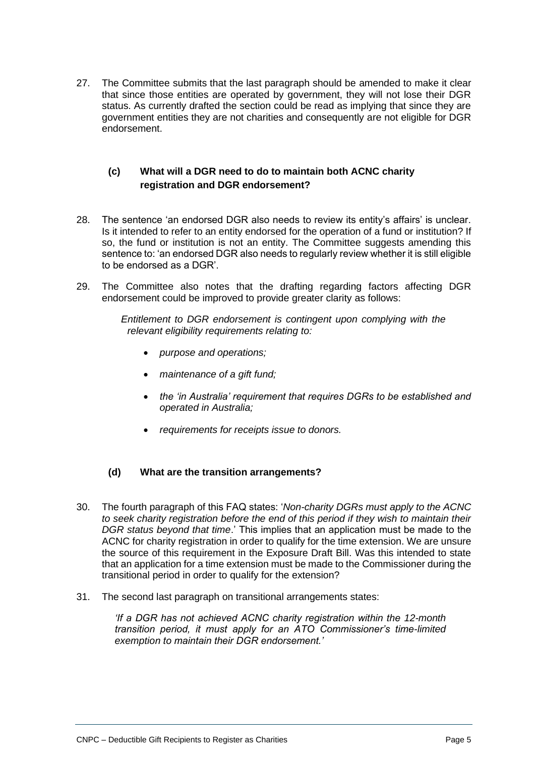27. The Committee submits that the last paragraph should be amended to make it clear that since those entities are operated by government, they will not lose their DGR status. As currently drafted the section could be read as implying that since they are government entities they are not charities and consequently are not eligible for DGR endorsement.

### (c) What will a DGR need to do to maintain both ACNC charity registration and DGR endorsement?

28. The sentence 'an endorsed DGR also needs to review its entity's affairs' is unclear. Is it intended to refer to an entity endorsed for the operation of a fund or institution? If so, the fund or institution is not an entity. The Committee suggests amending this sentence to: 'an endorsed DGR also needs to regularly review whether it is still eligible to be endorsed as a DGR'.

29. The Committee also notes that the drafting regarding factors affecting DGR endorsement could be improved to provide greater clarity as follows:

    *Entitlement to DGR endorsement is contingent upon complying with the relevant eligibility requirements relating to:*

    - *purpose and operations;*
    - *maintenance of a gift fund;*
    - *the 'in Australia' requirement that requires DGRs to be established and operated in Australia;*
    - *requirements for receipts issue to donors.*

### (d) What are the transition arrangements?

30. The fourth paragraph of this FAQ states: '*Non-charity DGRs must apply to the ACNC to seek charity registration before the end of this period if they wish to maintain their DGR status beyond that time*.' This implies that an application must be made to the ACNC for charity registration in order to qualify for the time extension. We are unsure the source of this requirement in the Exposure Draft Bill. Was this intended to state that an application for a time extension must be made to the Commissioner during the transitional period in order to qualify for the extension?

31. The second last paragraph on transitional arrangements states:

    *'If a DGR has not achieved ACNC charity registration within the 12-month transition period, it must apply for an ATO Commissioner's time-limited exemption to maintain their DGR endorsement.'*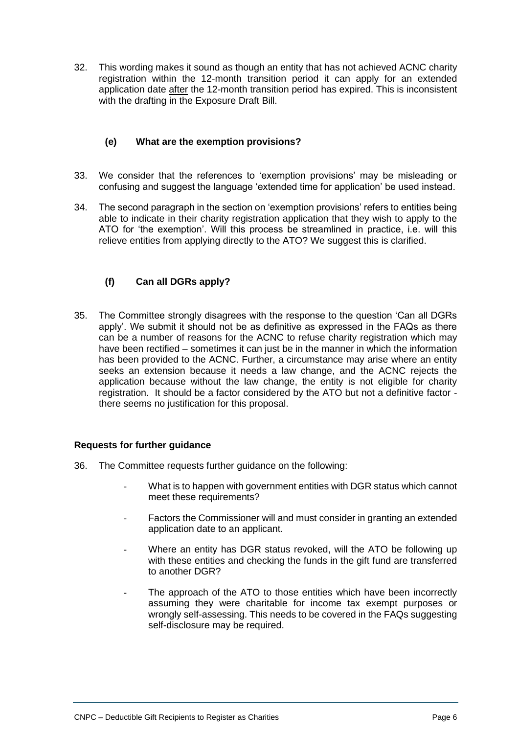32. This wording makes it sound as though an entity that has not achieved ACNC charity registration within the 12-month transition period it can apply for an extended application date after the 12-month transition period has expired. This is inconsistent with the drafting in the Exposure Draft Bill.

### (e) What are the exemption provisions?

33. We consider that the references to 'exemption provisions' may be misleading or confusing and suggest the language 'extended time for application' be used instead.

34. The second paragraph in the section on 'exemption provisions' refers to entities being able to indicate in their charity registration application that they wish to apply to the ATO for 'the exemption'. Will this process be streamlined in practice, i.e. will this relieve entities from applying directly to the ATO? We suggest this is clarified.

### (f) Can all DGRs apply?

35. The Committee strongly disagrees with the response to the question 'Can all DGRs apply'. We submit it should not be as definitive as expressed in the FAQs as there can be a number of reasons for the ACNC to refuse charity registration which may have been rectified – sometimes it can just be in the manner in which the information has been provided to the ACNC. Further, a circumstance may arise where an entity seeks an extension because it needs a law change, and the ACNC rejects the application because without the law change, the entity is not eligible for charity registration. It should be a factor considered by the ATO but not a definitive factor - there seems no justification for this proposal.

**Requests for further guidance**

36. The Committee requests further guidance on the following:

    - What is to happen with government entities with DGR status which cannot meet these requirements?
    - Factors the Commissioner will and must consider in granting an extended application date to an applicant.
    - Where an entity has DGR status revoked, will the ATO be following up with these entities and checking the funds in the gift fund are transferred to another DGR?
    - The approach of the ATO to those entities which have been incorrectly assuming they were charitable for income tax exempt purposes or wrongly self-assessing. This needs to be covered in the FAQs suggesting self-disclosure may be required.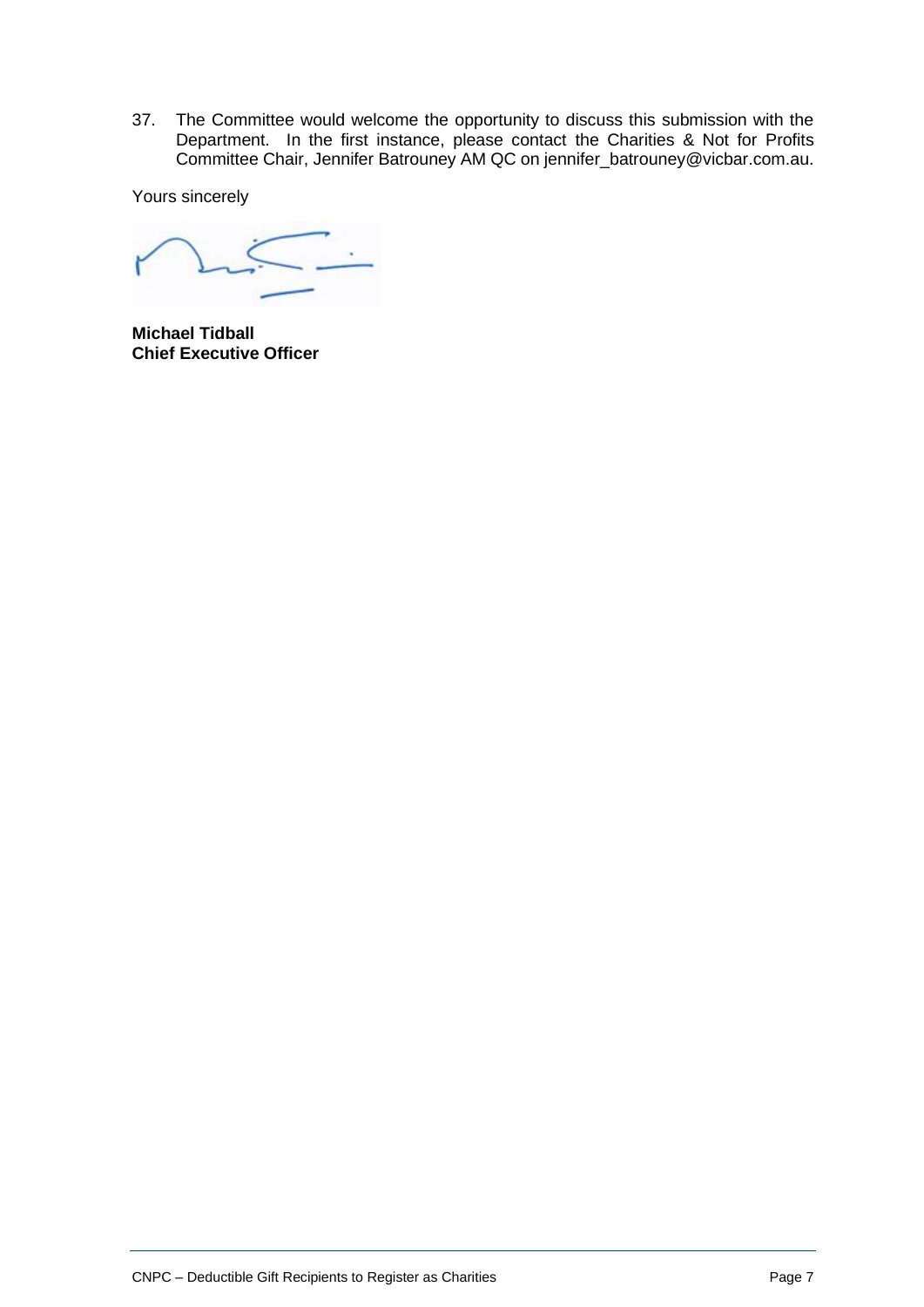37. The Committee would welcome the opportunity to discuss this submission with the Department. In the first instance, please contact the Charities & Not for Profits Committee Chair, Jennifer Batrouney AM QC on jennifer_batrouney@vicbar.com.au.

Yours sincerely

**Michael Tidball**
**Chief Executive Officer**